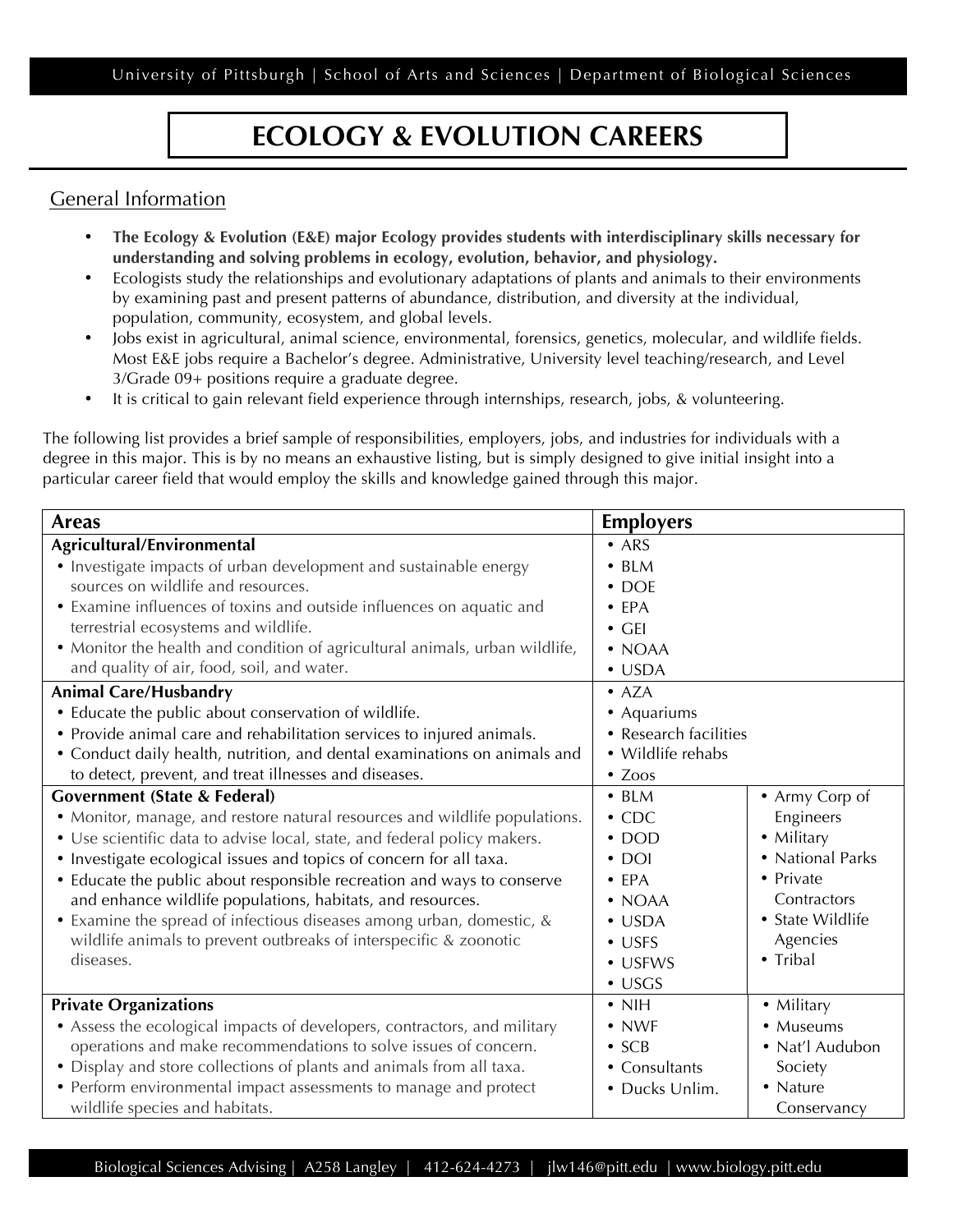# ECOLOGY & EVOLUTION CAREERS

## General Information

- **The Ecology & Evolution (E&E) major Ecology provides students with interdisciplinary skills necessary for understanding and solving problems in ecology, evolution, behavior, and physiology.**
- Ecologists study the relationships and evolutionary adaptations of plants and animals to their environments by examining past and present patterns of abundance, distribution, and diversity at the individual, population, community, ecosystem, and global levels.
- Jobs exist in agricultural, animal science, environmental, forensics, genetics, molecular, and wildlife fields. Most E&E jobs require a Bachelor's degree. Administrative, University level teaching/research, and Level 3/Grade 09+ positions require a graduate degree.
- It is critical to gain relevant field experience through internships, research, jobs, & volunteering.

The following list provides a brief sample of responsibilities, employers, jobs, and industries for individuals with a degree in this major. This is by no means an exhaustive listing, but is simply designed to give initial insight into a particular career field that would employ the skills and knowledge gained through this major.

| Areas | Employers | |
|---|---|---|
| **Agricultural/Environmental**<br>• Investigate impacts of urban development and sustainable energy sources on wildlife and resources.<br>• Examine influences of toxins and outside influences on aquatic and terrestrial ecosystems and wildlife.<br>• Monitor the health and condition of agricultural animals, urban wildlife, and quality of air, food, soil, and water. | • ARS<br>• BLM<br>• DOE<br>• EPA<br>• GEI<br>• NOAA<br>• USDA | |
| **Animal Care/Husbandry**<br>• Educate the public about conservation of wildlife.<br>• Provide animal care and rehabilitation services to injured animals.<br>• Conduct daily health, nutrition, and dental examinations on animals and to detect, prevent, and treat illnesses and diseases. | • AZA<br>• Aquariums<br>• Research facilities<br>• Wildlife rehabs<br>• Zoos | |
| **Government (State & Federal)**<br>• Monitor, manage, and restore natural resources and wildlife populations.<br>• Use scientific data to advise local, state, and federal policy makers.<br>• Investigate ecological issues and topics of concern for all taxa.<br>• Educate the public about responsible recreation and ways to conserve and enhance wildlife populations, habitats, and resources.<br>• Examine the spread of infectious diseases among urban, domestic, & wildlife animals to prevent outbreaks of interspecific & zoonotic diseases. | • BLM<br>• CDC<br>• DOD<br>• DOI<br>• EPA<br>• NOAA<br>• USDA<br>• USFS<br>• USFWS<br>• USGS | • Army Corp of Engineers<br>• Military<br>• National Parks<br>• Private Contractors<br>• State Wildlife Agencies<br>• Tribal |
| **Private Organizations**<br>• Assess the ecological impacts of developers, contractors, and military operations and make recommendations to solve issues of concern.<br>• Display and store collections of plants and animals from all taxa.<br>• Perform environmental impact assessments to manage and protect wildlife species and habitats. | • NIH<br>• NWF<br>• SCB<br>• Consultants<br>• Ducks Unlim. | • Military<br>• Museums<br>• Nat'l Audubon Society<br>• Nature Conservancy |

Biological Sciences Advising | A258 Langley | 412-624-4273 | jlw146@pitt.edu | www.biology.pitt.edu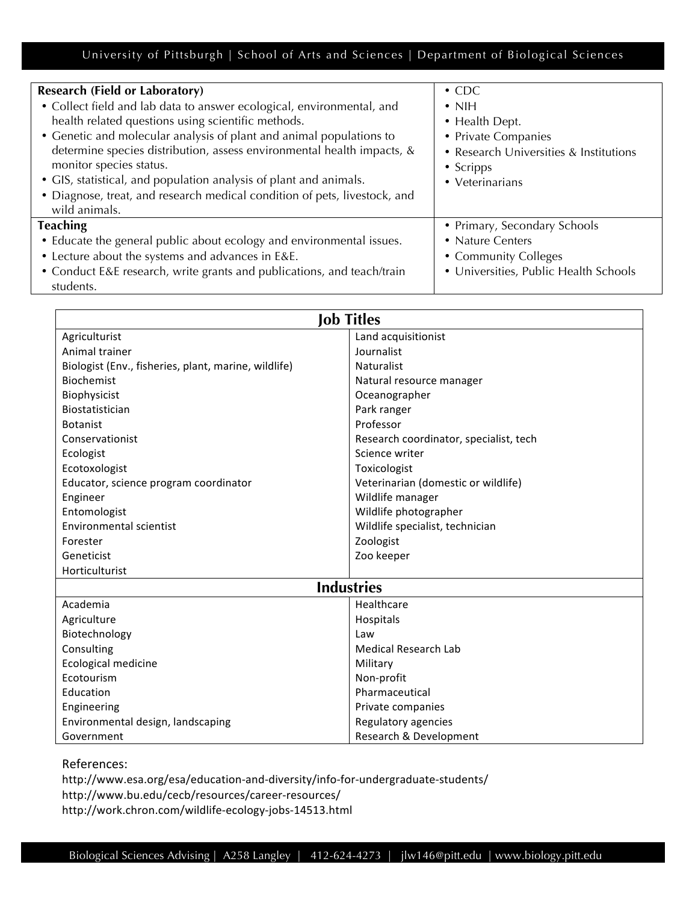| | |
|---|---|
| **Research (Field or Laboratory)**<br>• Collect field and lab data to answer ecological, environmental, and health related questions using scientific methods.<br>• Genetic and molecular analysis of plant and animal populations to determine species distribution, assess environmental health impacts, & monitor species status.<br>• GIS, statistical, and population analysis of plant and animals.<br>• Diagnose, treat, and research medical condition of pets, livestock, and wild animals. | • CDC<br>• NIH<br>• Health Dept.<br>• Private Companies<br>• Research Universities & Institutions<br>• Scripps<br>• Veterinarians |
| **Teaching**<br>• Educate the general public about ecology and environmental issues.<br>• Lecture about the systems and advances in E&E.<br>• Conduct E&E research, write grants and publications, and teach/train students. | • Primary, Secondary Schools<br>• Nature Centers<br>• Community Colleges<br>• Universities, Public Health Schools |

## Job Titles

| | |
|---|---|
| Agriculturist | Land acquisitionist |
| Animal trainer | Journalist |
| Biologist (Env., fisheries, plant, marine, wildlife) | Naturalist |
| Biochemist | Natural resource manager |
| Biophysicist | Oceanographer |
| Biostatistician | Park ranger |
| Botanist | Professor |
| Conservationist | Research coordinator, specialist, tech |
| Ecologist | Science writer |
| Ecotoxologist | Toxicologist |
| Educator, science program coordinator | Veterinarian (domestic or wildlife) |
| Engineer | Wildlife manager |
| Entomologist | Wildlife photographer |
| Environmental scientist | Wildlife specialist, technician |
| Forester | Zoologist |
| Geneticist | Zoo keeper |
| Horticulturist | |

## Industries

| | |
|---|---|
| Academia | Healthcare |
| Agriculture | Hospitals |
| Biotechnology | Law |
| Consulting | Medical Research Lab |
| Ecological medicine | Military |
| Ecotourism | Non-profit |
| Education | Pharmaceutical |
| Engineering | Private companies |
| Environmental design, landscaping | Regulatory agencies |
| Government | Research & Development |

References:
http://www.esa.org/esa/education-and-diversity/info-for-undergraduate-students/
http://www.bu.edu/cecb/resources/career-resources/
http://work.chron.com/wildlife-ecology-jobs-14513.html